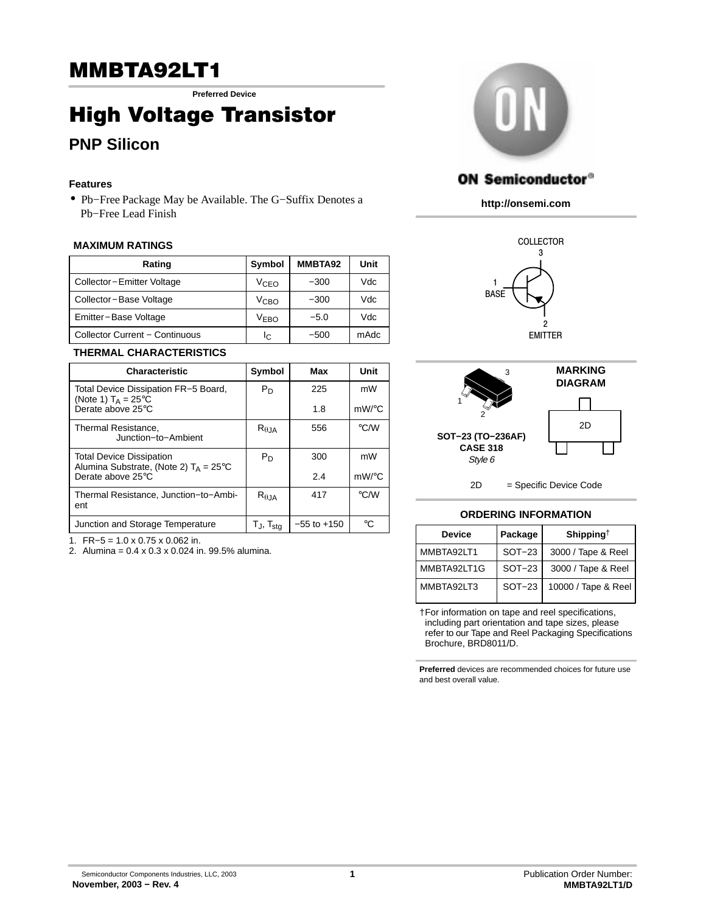# MMBTA92LT1

**Preferred Device**

# High Voltage Transistor

## PNP Silicon

### Features

- Pb−Free Package May be Available. The G−Suffix Denotes a Pb−Free Lead Finish

**ON Semiconductor®**

**http://onsemi.com**

COLLECTOR 3

1 BASE

2 EMITTER

### MAXIMUM RATINGS

| Rating | Symbol | MMBTA92 | Unit |
|---|---|---|---|
| Collector−Emitter Voltage | $V_{CEO}$ | −300 | Vdc |
| Collector−Base Voltage | $V_{CBO}$ | −300 | Vdc |
| Emitter−Base Voltage | $V_{EBO}$ | −5.0 | Vdc |
| Collector Current − Continuous | $I_C$ | −500 | mAdc |

### THERMAL CHARACTERISTICS

| Characteristic | Symbol | Max | Unit |
|---|---|---|---|
| Total Device Dissipation FR−5 Board, (Note 1) $T_A$ = 25°C<br>Derate above 25°C | $P_D$ | 225<br>1.8 | mW<br>mW/°C |
| Thermal Resistance, Junction−to−Ambient | $R_{\theta JA}$ | 556 | °C/W |
| Total Device Dissipation Alumina Substrate, (Note 2) $T_A$ = 25°C<br>Derate above 25°C | $P_D$ | 300<br>2.4 | mW<br>mW/°C |
| Thermal Resistance, Junction−to−Ambient | $R_{\theta JA}$ | 417 | °C/W |
| Junction and Storage Temperature | $T_J$, $T_{stg}$ | −55 to +150 | °C |

1. FR−5 = 1.0 x 0.75 x 0.062 in.
2. Alumina = 0.4 x 0.3 x 0.024 in. 99.5% alumina.

**MARKING DIAGRAM**

2D

**SOT−23 (TO−236AF)**
**CASE 318**
*Style 6*

2D = Specific Device Code

### ORDERING INFORMATION

| Device | Package | Shipping† |
|---|---|---|
| MMBTA92LT1 | SOT−23 | 3000 / Tape & Reel |
| MMBTA92LT1G | SOT−23 | 3000 / Tape & Reel |
| MMBTA92LT3 | SOT−23 | 10000 / Tape & Reel |

†For information on tape and reel specifications, including part orientation and tape sizes, please refer to our Tape and Reel Packaging Specifications Brochure, BRD8011/D.

**Preferred** devices are recommended choices for future use and best overall value.

Semiconductor Components Industries, LLC, 2003
**November, 2003 − Rev. 4**

Publication Order Number:
**MMBTA92LT1/D**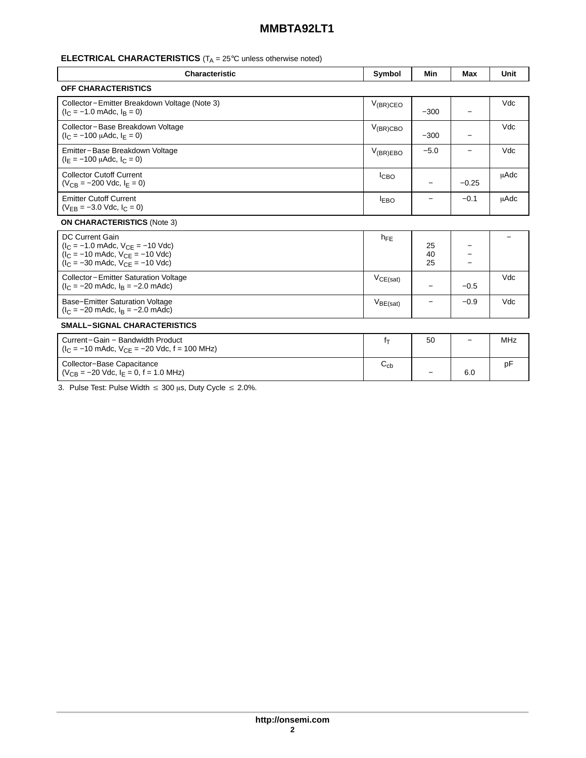**ELECTRICAL CHARACTERISTICS** ($T_A$ = 25°C unless otherwise noted)

| Characteristic | Symbol | Min | Max | Unit |
|---|---|---|---|---|
| **OFF CHARACTERISTICS** | | | | |
| Collector−Emitter Breakdown Voltage (Note 3) ($I_C$ = −1.0 mAdc, $I_B$ = 0) | $V_{(BR)CEO}$ | −300 | − | Vdc |
| Collector−Base Breakdown Voltage ($I_C$ = −100 μAdc, $I_E$ = 0) | $V_{(BR)CBO}$ | −300 | − | Vdc |
| Emitter−Base Breakdown Voltage ($I_E$ = −100 μAdc, $I_C$ = 0) | $V_{(BR)EBO}$ | −5.0 | − | Vdc |
| Collector Cutoff Current ($V_{CB}$ = −200 Vdc, $I_E$ = 0) | $I_{CBO}$ | − | −0.25 | μAdc |
| Emitter Cutoff Current ($V_{EB}$ = −3.0 Vdc, $I_C$ = 0) | $I_{EBO}$ | − | −0.1 | μAdc |
| **ON CHARACTERISTICS** (Note 3) | | | | |
| DC Current Gain<br>($I_C$ = −1.0 mAdc, $V_{CE}$ = −10 Vdc)<br>($I_C$ = −10 mAdc, $V_{CE}$ = −10 Vdc)<br>($I_C$ = −30 mAdc, $V_{CE}$ = −10 Vdc) | $h_{FE}$ | <br>25<br>40<br>25 | <br>−<br>−<br>− | − |
| Collector−Emitter Saturation Voltage ($I_C$ = −20 mAdc, $I_B$ = −2.0 mAdc) | $V_{CE(sat)}$ | − | −0.5 | Vdc |
| Base−Emitter Saturation Voltage ($I_C$ = −20 mAdc, $I_B$ = −2.0 mAdc) | $V_{BE(sat)}$ | − | −0.9 | Vdc |
| **SMALL−SIGNAL CHARACTERISTICS** | | | | |
| Current−Gain − Bandwidth Product ($I_C$ = −10 mAdc, $V_{CE}$ = −20 Vdc, f = 100 MHz) | $f_T$ | 50 | − | MHz |
| Collector−Base Capacitance ($V_{CB}$ = −20 Vdc, $I_E$ = 0, f = 1.0 MHz) | $C_{cb}$ | − | 6.0 | pF |

3. Pulse Test: Pulse Width ≤ 300 μs, Duty Cycle ≤ 2.0%.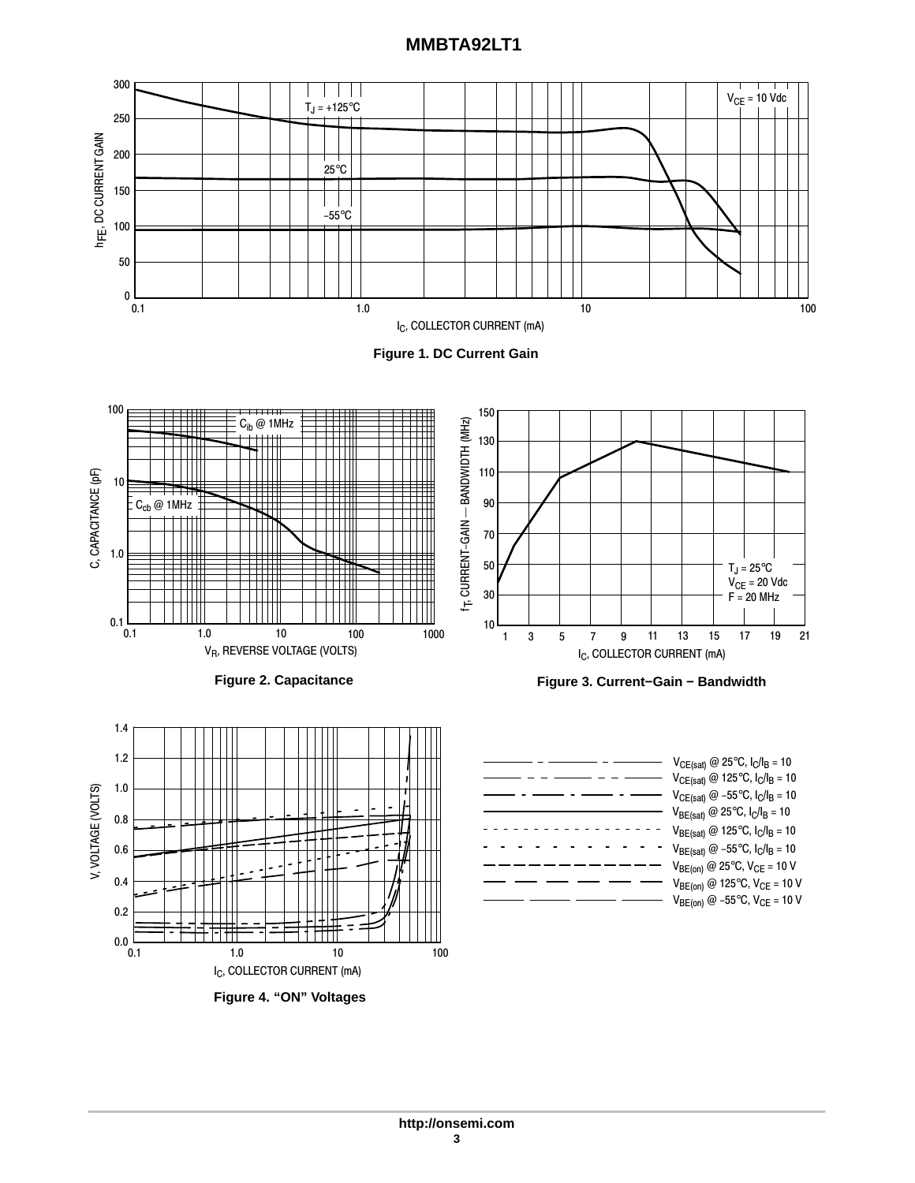Figure 1. DC Current Gain

Figure 2. Capacitance

Figure 3. Current−Gain − Bandwidth

Figure 4. “ON” Voltages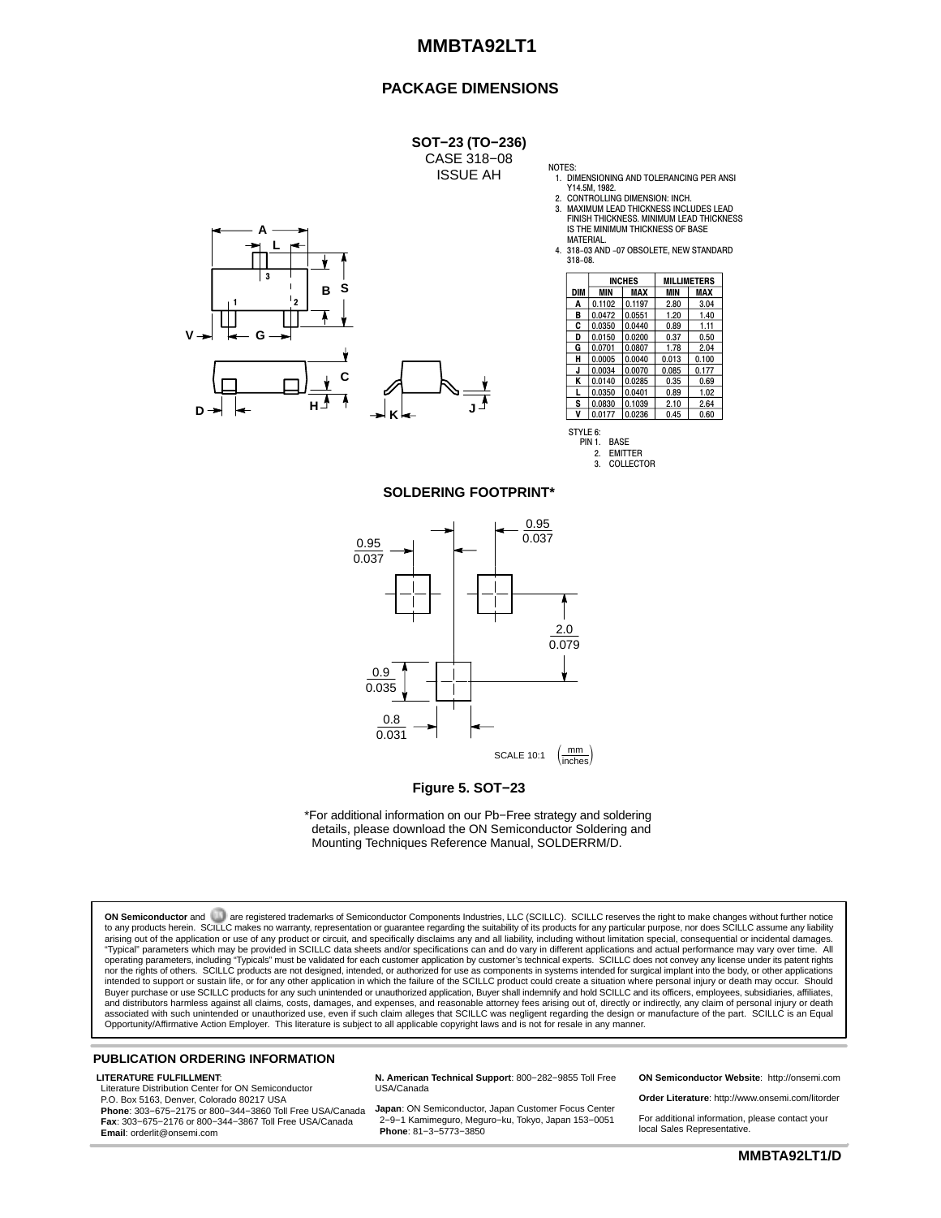## PACKAGE DIMENSIONS

**SOT−23 (TO−236)**
CASE 318−08
ISSUE AH

NOTES:
1. DIMENSIONING AND TOLERANCING PER ANSI Y14.5M, 1982.
2. CONTROLLING DIMENSION: INCH.
3. MAXIMUM LEAD THICKNESS INCLUDES LEAD FINISH THICKNESS. MINIMUM LEAD THICKNESS IS THE MINIMUM THICKNESS OF BASE MATERIAL.
4. 318−03 AND −07 OBSOLETE, NEW STANDARD 318−08.

| | INCHES | | MILLIMETERS | |
|---|---|---|---|---|
| DIM | MIN | MAX | MIN | MAX |
| A | 0.1102 | 0.1197 | 2.80 | 3.04 |
| B | 0.0472 | 0.0551 | 1.20 | 1.40 |
| C | 0.0350 | 0.0440 | 0.89 | 1.11 |
| D | 0.0150 | 0.0200 | 0.37 | 0.50 |
| G | 0.0701 | 0.0807 | 1.78 | 2.04 |
| H | 0.0005 | 0.0040 | 0.013 | 0.100 |
| J | 0.0034 | 0.0070 | 0.085 | 0.177 |
| K | 0.0140 | 0.0285 | 0.35 | 0.69 |
| L | 0.0350 | 0.0401 | 0.89 | 1.02 |
| S | 0.0830 | 0.1039 | 2.10 | 2.64 |
| V | 0.0177 | 0.0236 | 0.45 | 0.60 |

STYLE 6:
PIN 1. BASE
2. EMITTER
3. COLLECTOR

A
L
3
1
2
B
S
V
G
C
D
H
K
J

## SOLDERING FOOTPRINT*

0.95
0.037

0.95
0.037

2.0
0.079

0.9
0.035

0.8
0.031

SCALE 10:1 (mm / inches)

**Figure 5. SOT−23**

*For additional information on our Pb−Free strategy and soldering details, please download the ON Semiconductor Soldering and Mounting Techniques Reference Manual, SOLDERRM/D.

**ON Semiconductor** and are registered trademarks of Semiconductor Components Industries, LLC (SCILLC). SCILLC reserves the right to make changes without further notice to any products herein. SCILLC makes no warranty, representation or guarantee regarding the suitability of its products for any particular purpose, nor does SCILLC assume any liability arising out of the application or use of any product or circuit, and specifically disclaims any and all liability, including without limitation special, consequential or incidental damages. "Typical" parameters which may be provided in SCILLC data sheets and/or specifications can and do vary in different applications and actual performance may vary over time. All operating parameters, including "Typicals" must be validated for each customer application by customer's technical experts. SCILLC does not convey any license under its patent rights nor the rights of others. SCILLC products are not designed, intended, or authorized for use as components in systems intended for surgical implant into the body, or other applications intended to support or sustain life, or for any other application in which the failure of the SCILLC product could create a situation where personal injury or death may occur. Should Buyer purchase or use SCILLC products for any such unintended or unauthorized application, Buyer shall indemnify and hold SCILLC and its officers, employees, subsidiaries, affiliates, and distributors harmless against all claims, costs, damages, and expenses, and reasonable attorney fees arising out of, directly or indirectly, any claim of personal injury or death associated with such unintended or unauthorized use, even if such claim alleges that SCILLC was negligent regarding the design or manufacture of the part. SCILLC is an Equal Opportunity/Affirmative Action Employer. This literature is subject to all applicable copyright laws and is not for resale in any manner.

### PUBLICATION ORDERING INFORMATION

**LITERATURE FULFILLMENT**:
Literature Distribution Center for ON Semiconductor
P.O. Box 5163, Denver, Colorado 80217 USA
**Phone**: 303−675−2175 or 800−344−3860 Toll Free USA/Canada
**Fax**: 303−675−2176 or 800−344−3867 Toll Free USA/Canada
**Email**: orderlit@onsemi.com

**N. American Technical Support**: 800−282−9855 Toll Free USA/Canada

**Japan**: ON Semiconductor, Japan Customer Focus Center
2−9−1 Kamimeguro, Meguro−ku, Tokyo, Japan 153−0051
**Phone**: 81−3−5773−3850

**ON Semiconductor Website**: http://onsemi.com

**Order Literature**: http://www.onsemi.com/litorder

For additional information, please contact your local Sales Representative.

**MMBTA92LT1/D**